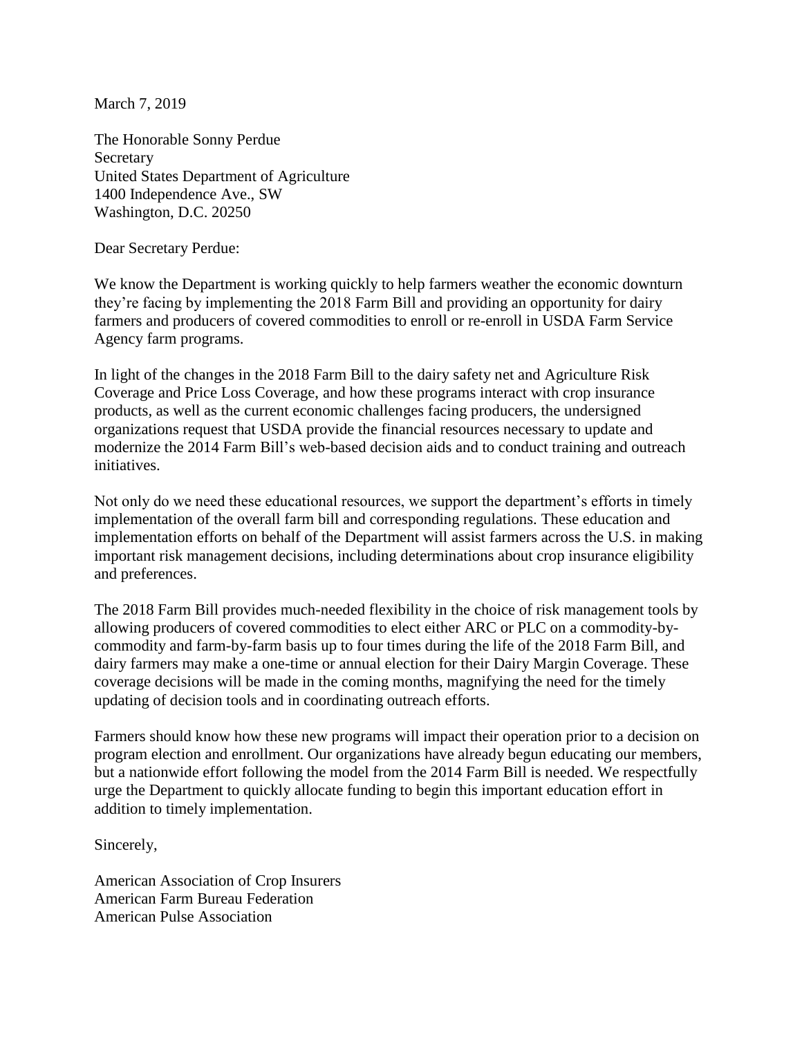March 7, 2019

The Honorable Sonny Perdue
Secretary
United States Department of Agriculture
1400 Independence Ave., SW
Washington, D.C. 20250

Dear Secretary Perdue:

We know the Department is working quickly to help farmers weather the economic downturn they're facing by implementing the 2018 Farm Bill and providing an opportunity for dairy farmers and producers of covered commodities to enroll or re-enroll in USDA Farm Service Agency farm programs.

In light of the changes in the 2018 Farm Bill to the dairy safety net and Agriculture Risk Coverage and Price Loss Coverage, and how these programs interact with crop insurance products, as well as the current economic challenges facing producers, the undersigned organizations request that USDA provide the financial resources necessary to update and modernize the 2014 Farm Bill's web-based decision aids and to conduct training and outreach initiatives.

Not only do we need these educational resources, we support the department's efforts in timely implementation of the overall farm bill and corresponding regulations. These education and implementation efforts on behalf of the Department will assist farmers across the U.S. in making important risk management decisions, including determinations about crop insurance eligibility and preferences.

The 2018 Farm Bill provides much-needed flexibility in the choice of risk management tools by allowing producers of covered commodities to elect either ARC or PLC on a commodity-by-commodity and farm-by-farm basis up to four times during the life of the 2018 Farm Bill, and dairy farmers may make a one-time or annual election for their Dairy Margin Coverage. These coverage decisions will be made in the coming months, magnifying the need for the timely updating of decision tools and in coordinating outreach efforts.

Farmers should know how these new programs will impact their operation prior to a decision on program election and enrollment. Our organizations have already begun educating our members, but a nationwide effort following the model from the 2014 Farm Bill is needed. We respectfully urge the Department to quickly allocate funding to begin this important education effort in addition to timely implementation.

Sincerely,

American Association of Crop Insurers
American Farm Bureau Federation
American Pulse Association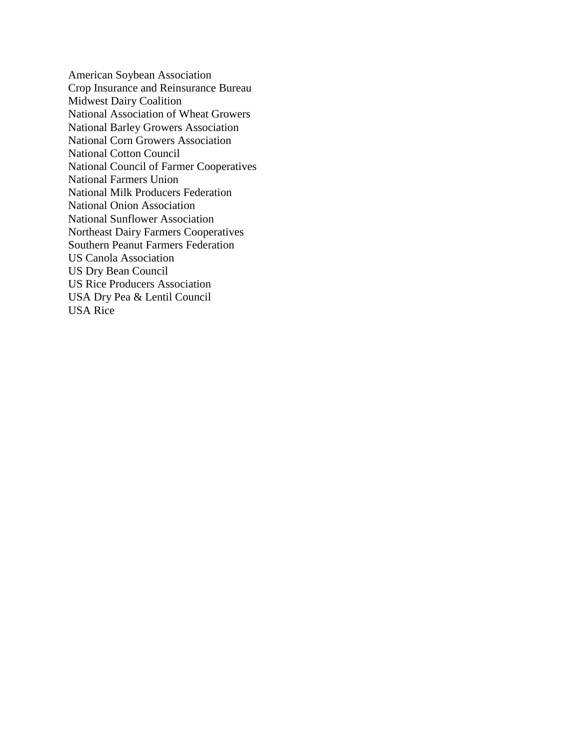American Soybean Association
Crop Insurance and Reinsurance Bureau
Midwest Dairy Coalition
National Association of Wheat Growers
National Barley Growers Association
National Corn Growers Association
National Cotton Council
National Council of Farmer Cooperatives
National Farmers Union
National Milk Producers Federation
National Onion Association
National Sunflower Association
Northeast Dairy Farmers Cooperatives
Southern Peanut Farmers Federation
US Canola Association
US Dry Bean Council
US Rice Producers Association
USA Dry Pea & Lentil Council
USA Rice